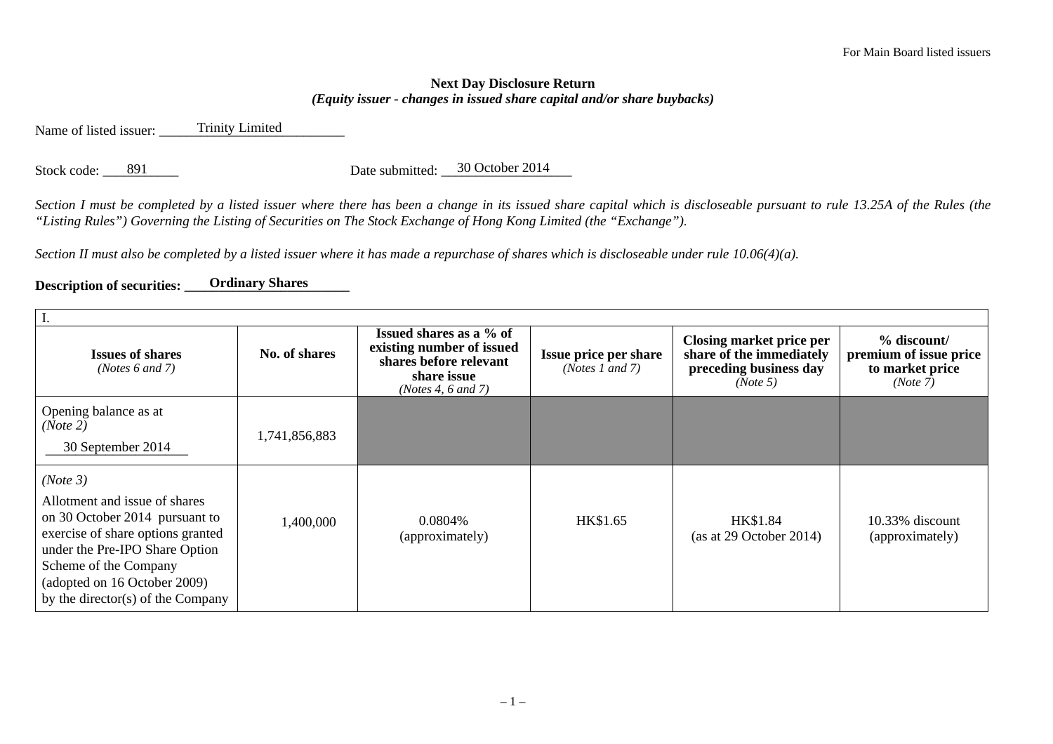For Main Board listed issuers

**Next Day Disclosure Return**
***(Equity issuer - changes in issued share capital and/or share buybacks)***

Name of listed issuer: Trinity Limited

Stock code: 891 Date submitted: 30 October 2014

*Section I must be completed by a listed issuer where there has been a change in its issued share capital which is discloseable pursuant to rule 13.25A of the Rules (the "Listing Rules") Governing the Listing of Securities on The Stock Exchange of Hong Kong Limited (the "Exchange").*

*Section II must also be completed by a listed issuer where it has made a repurchase of shares which is discloseable under rule 10.06(4)(a).*

**Description of securities: Ordinary Shares**

| I. | | | | | |
|---|---|---|---|---|---|
| **Issues of shares** *(Notes 6 and 7)* | **No. of shares** | **Issued shares as a % of existing number of issued shares before relevant share issue** *(Notes 4, 6 and 7)* | **Issue price per share** *(Notes 1 and 7)* | **Closing market price per share of the immediately preceding business day** *(Note 5)* | **% discount/ premium of issue price to market price** *(Note 7)* |
| Opening balance as at *(Note 2)* 30 September 2014 | 1,741,856,883 | | | | |
| *(Note 3)* Allotment and issue of shares on 30 October 2014 pursuant to exercise of share options granted under the Pre-IPO Share Option Scheme of the Company (adopted on 16 October 2009) by the director(s) of the Company | 1,400,000 | 0.0804% (approximately) | HK$1.65 | HK$1.84 (as at 29 October 2014) | 10.33% discount (approximately) |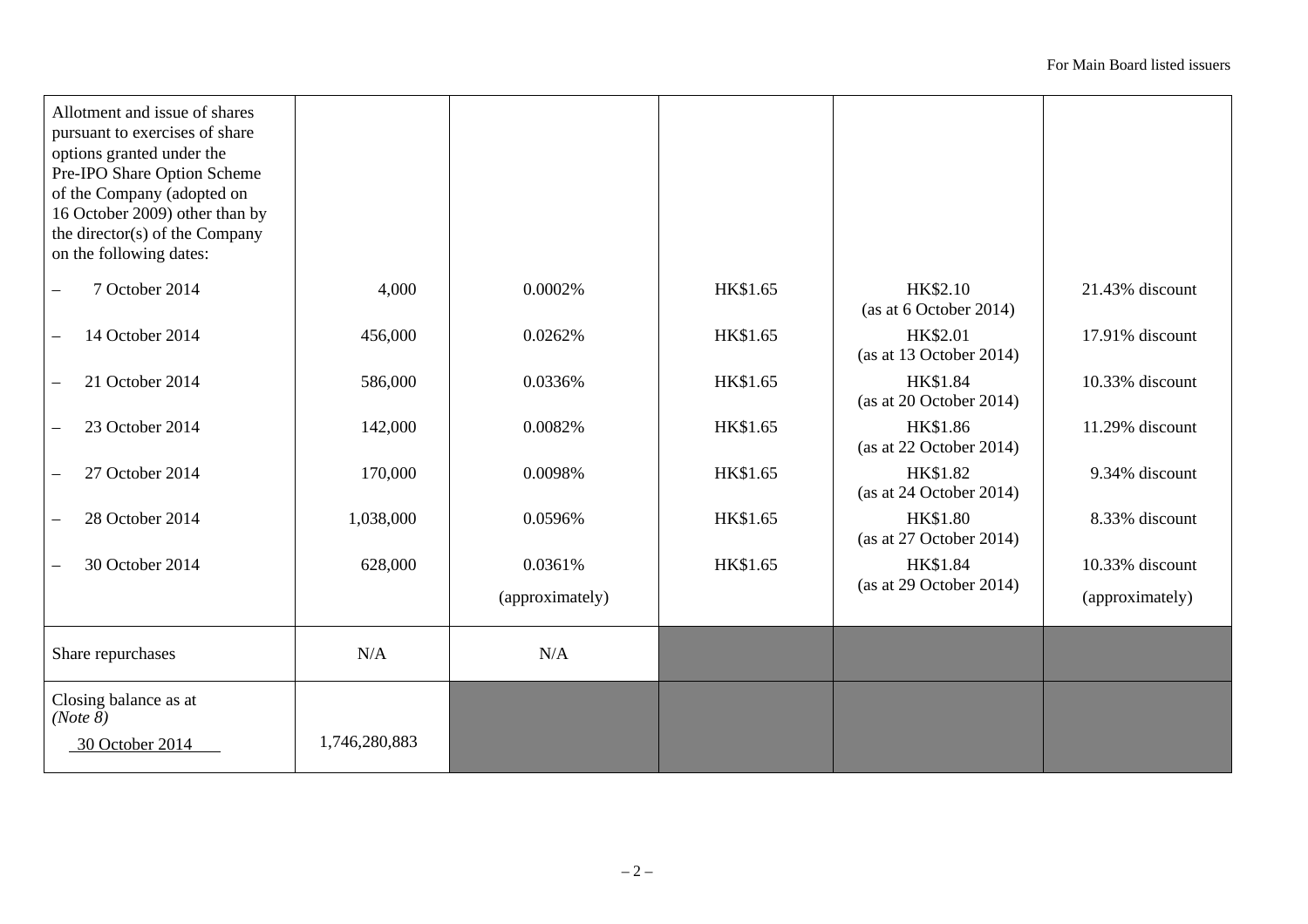| | | | | | |
|---|---|---|---|---|---|
| Allotment and issue of shares pursuant to exercises of share options granted under the Pre-IPO Share Option Scheme of the Company (adopted on 16 October 2009) other than by the director(s) of the Company on the following dates: | | | | | |
| – 7 October 2014 | 4,000 | 0.0002% | HK$1.65 | HK$2.10 (as at 6 October 2014) | 21.43% discount |
| – 14 October 2014 | 456,000 | 0.0262% | HK$1.65 | HK$2.01 (as at 13 October 2014) | 17.91% discount |
| – 21 October 2014 | 586,000 | 0.0336% | HK$1.65 | HK$1.84 (as at 20 October 2014) | 10.33% discount |
| – 23 October 2014 | 142,000 | 0.0082% | HK$1.65 | HK$1.86 (as at 22 October 2014) | 11.29% discount |
| – 27 October 2014 | 170,000 | 0.0098% | HK$1.65 | HK$1.82 (as at 24 October 2014) | 9.34% discount |
| – 28 October 2014 | 1,038,000 | 0.0596% | HK$1.65 | HK$1.80 (as at 27 October 2014) | 8.33% discount |
| – 30 October 2014 | 628,000 | 0.0361% (approximately) | HK$1.65 | HK$1.84 (as at 29 October 2014) | 10.33% discount (approximately) |
| Share repurchases | N/A | N/A | | | |
| Closing balance as at *(Note 8)* 30 October 2014 | 1,746,280,883 | | | | |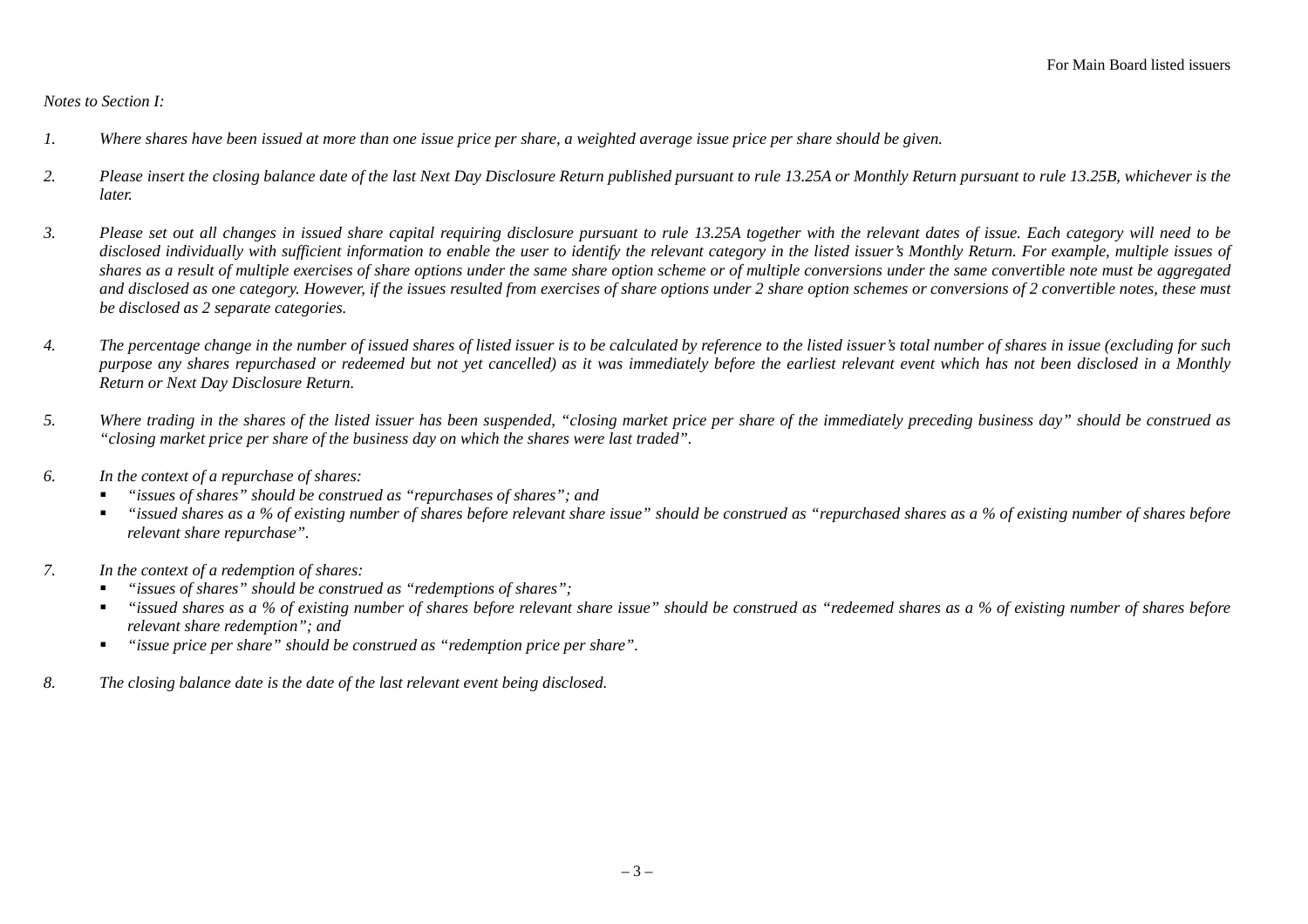*Notes to Section I:*

1. *Where shares have been issued at more than one issue price per share, a weighted average issue price per share should be given.*

2. *Please insert the closing balance date of the last Next Day Disclosure Return published pursuant to rule 13.25A or Monthly Return pursuant to rule 13.25B, whichever is the later.*

3. *Please set out all changes in issued share capital requiring disclosure pursuant to rule 13.25A together with the relevant dates of issue. Each category will need to be disclosed individually with sufficient information to enable the user to identify the relevant category in the listed issuer's Monthly Return. For example, multiple issues of shares as a result of multiple exercises of share options under the same share option scheme or of multiple conversions under the same convertible note must be aggregated and disclosed as one category. However, if the issues resulted from exercises of share options under 2 share option schemes or conversions of 2 convertible notes, these must be disclosed as 2 separate categories.*

4. *The percentage change in the number of issued shares of listed issuer is to be calculated by reference to the listed issuer's total number of shares in issue (excluding for such purpose any shares repurchased or redeemed but not yet cancelled) as it was immediately before the earliest relevant event which has not been disclosed in a Monthly Return or Next Day Disclosure Return.*

5. *Where trading in the shares of the listed issuer has been suspended, "closing market price per share of the immediately preceding business day" should be construed as "closing market price per share of the business day on which the shares were last traded".*

6. *In the context of a repurchase of shares:*
   - *"issues of shares" should be construed as "repurchases of shares"; and*
   - *"issued shares as a % of existing number of shares before relevant share issue" should be construed as "repurchased shares as a % of existing number of shares before relevant share repurchase".*

7. *In the context of a redemption of shares:*
   - *"issues of shares" should be construed as "redemptions of shares";*
   - *"issued shares as a % of existing number of shares before relevant share issue" should be construed as "redeemed shares as a % of existing number of shares before relevant share redemption"; and*
   - *"issue price per share" should be construed as "redemption price per share".*

8. *The closing balance date is the date of the last relevant event being disclosed.*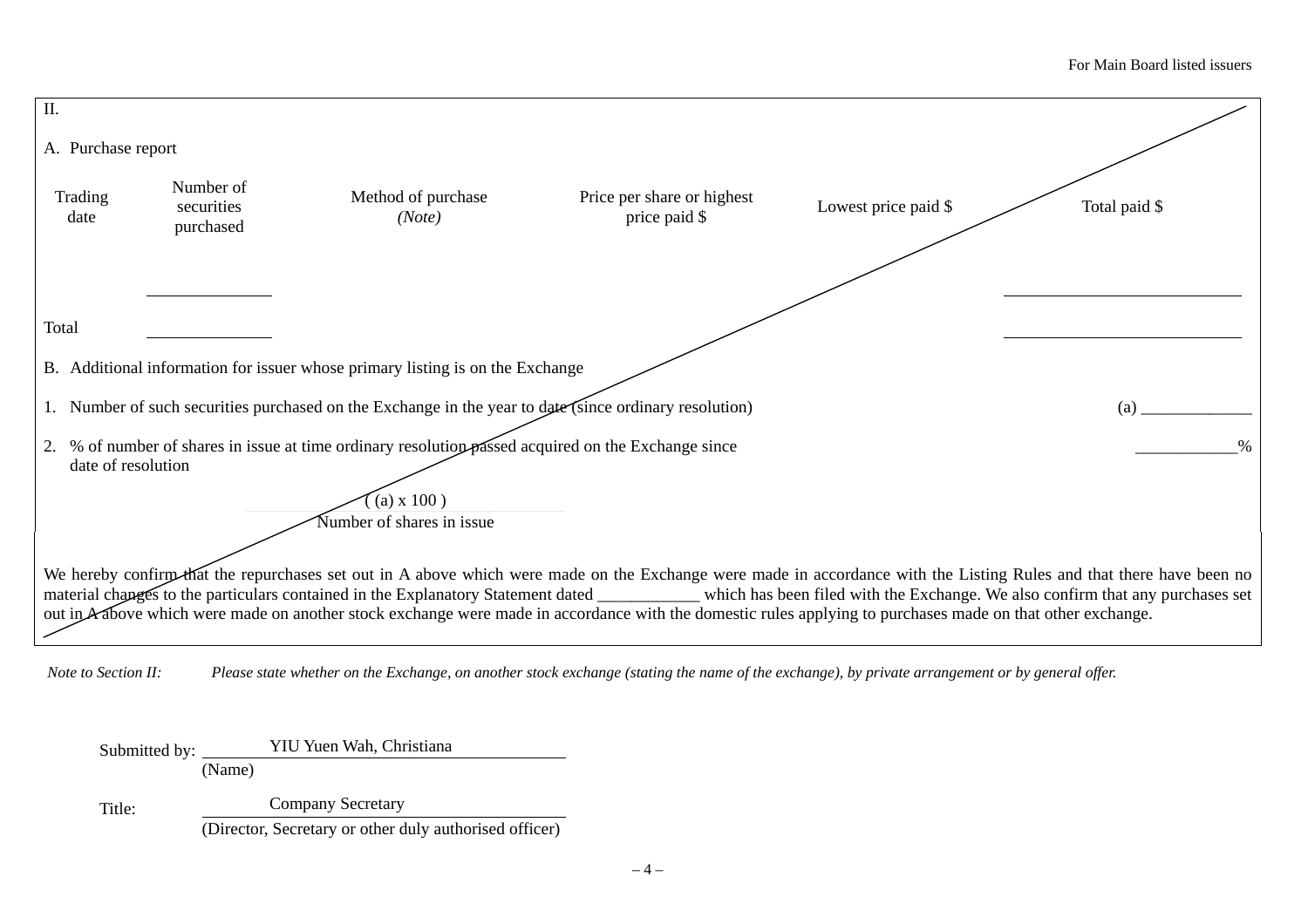II.

A. Purchase report

| Trading date | Number of securities purchased | Method of purchase *(Note)* | Price per share or highest price paid $ | Lowest price paid $ | Total paid $ |
|---|---|---|---|---|---|
| | ______________ | | | | ____________________________ |
| Total | ______________ | | | | ____________________________ |

B. Additional information for issuer whose primary listing is on the Exchange

1. Number of such securities purchased on the Exchange in the year to date (since ordinary resolution) (a) _____________

2. % of number of shares in issue at time ordinary resolution passed acquired on the Exchange since date of resolution ____________%

$$\frac{(a) \times 100}{\text{Number of shares in issue}}$$

We hereby confirm that the repurchases set out in A above which were made on the Exchange were made in accordance with the Listing Rules and that there have been no material changes to the particulars contained in the Explanatory Statement dated ____________ which has been filed with the Exchange. We also confirm that any purchases set out in A above which were made on another stock exchange were made in accordance with the domestic rules applying to purchases made on that other exchange.

*Note to Section II: Please state whether on the Exchange, on another stock exchange (stating the name of the exchange), by private arrangement or by general offer.*

Submitted by: YIU Yuen Wah, Christiana
(Name)

Title: Company Secretary
(Director, Secretary or other duly authorised officer)